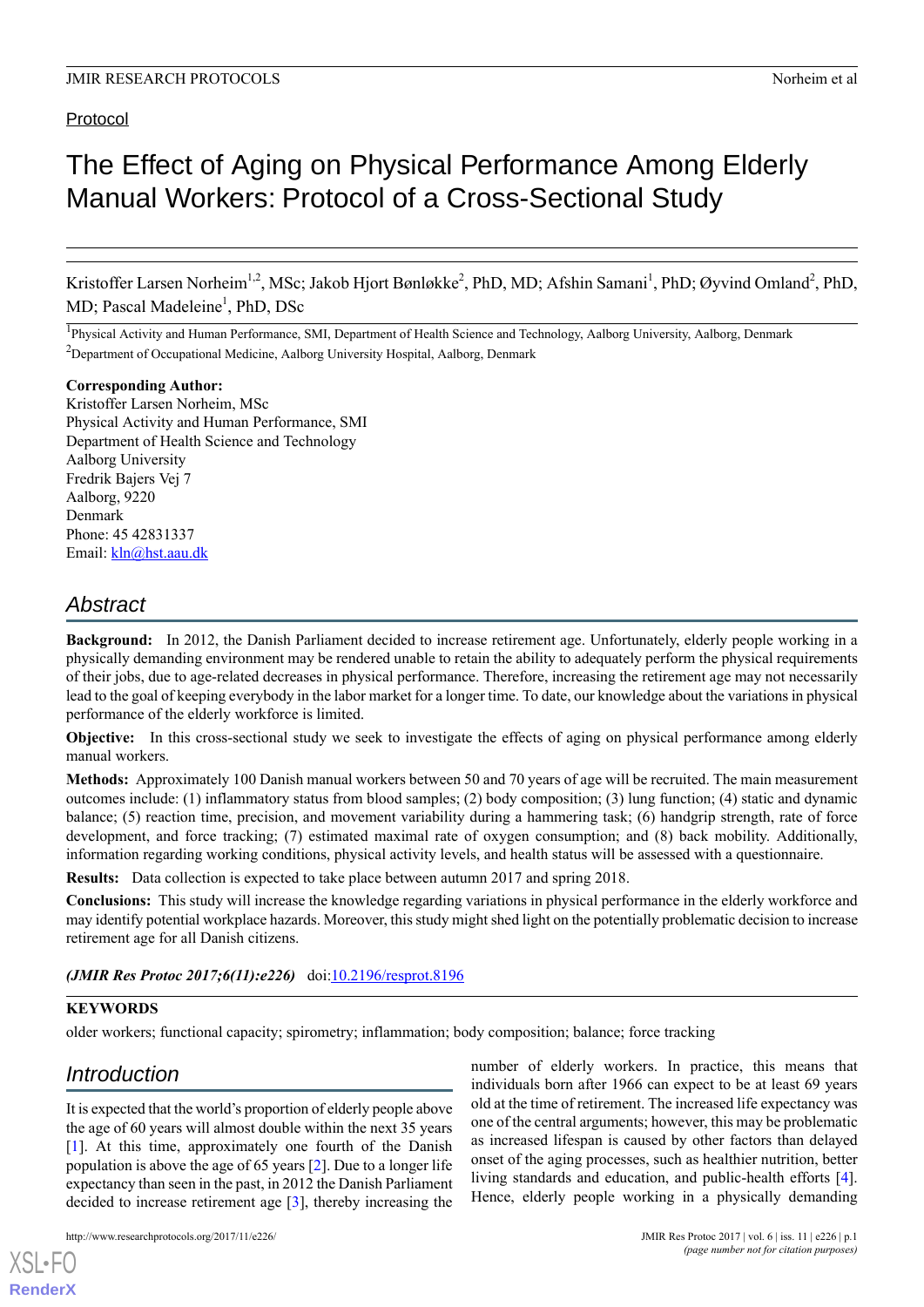Protocol

# The Effect of Aging on Physical Performance Among Elderly Manual Workers: Protocol of a Cross-Sectional Study

Kristoffer Larsen Norheim[1,2], MSc; Jakob Hjort Bønløkke[2], PhD, MD; Afshin Samani[1], PhD; Øyvind Omland[2], PhD, MD; Pascal Madeleine[1], PhD, DSc

[1]Physical Activity and Human Performance, SMI, Department of Health Science and Technology, Aalborg University, Aalborg, Denmark

[2]Department of Occupational Medicine, Aalborg University Hospital, Aalborg, Denmark

**Corresponding Author:**
Kristoffer Larsen Norheim, MSc
Physical Activity and Human Performance, SMI
Department of Health Science and Technology
Aalborg University
Fredrik Bajers Vej 7
Aalborg, 9220
Denmark
Phone: 45 42831337
Email: kln@hst.aau.dk

## Abstract

**Background:** In 2012, the Danish Parliament decided to increase retirement age. Unfortunately, elderly people working in a physically demanding environment may be rendered unable to retain the ability to adequately perform the physical requirements of their jobs, due to age-related decreases in physical performance. Therefore, increasing the retirement age may not necessarily lead to the goal of keeping everybody in the labor market for a longer time. To date, our knowledge about the variations in physical performance of the elderly workforce is limited.

**Objective:** In this cross-sectional study we seek to investigate the effects of aging on physical performance among elderly manual workers.

**Methods:** Approximately 100 Danish manual workers between 50 and 70 years of age will be recruited. The main measurement outcomes include: (1) inflammatory status from blood samples; (2) body composition; (3) lung function; (4) static and dynamic balance; (5) reaction time, precision, and movement variability during a hammering task; (6) handgrip strength, rate of force development, and force tracking; (7) estimated maximal rate of oxygen consumption; and (8) back mobility. Additionally, information regarding working conditions, physical activity levels, and health status will be assessed with a questionnaire.

**Results:** Data collection is expected to take place between autumn 2017 and spring 2018.

**Conclusions:** This study will increase the knowledge regarding variations in physical performance in the elderly workforce and may identify potential workplace hazards. Moreover, this study might shed light on the potentially problematic decision to increase retirement age for all Danish citizens.

***(JMIR Res Protoc 2017;6(11):e226)*** doi:10.2196/resprot.8196

**KEYWORDS**

older workers; functional capacity; spirometry; inflammation; body composition; balance; force tracking

## Introduction

It is expected that the world's proportion of elderly people above the age of 60 years will almost double within the next 35 years [1]. At this time, approximately one fourth of the Danish population is above the age of 65 years [2]. Due to a longer life expectancy than seen in the past, in 2012 the Danish Parliament decided to increase retirement age [3], thereby increasing the number of elderly workers. In practice, this means that individuals born after 1966 can expect to be at least 69 years old at the time of retirement. The increased life expectancy was one of the central arguments; however, this may be problematic as increased lifespan is caused by other factors than delayed onset of the aging processes, such as healthier nutrition, better living standards and education, and public-health efforts [4]. Hence, elderly people working in a physically demanding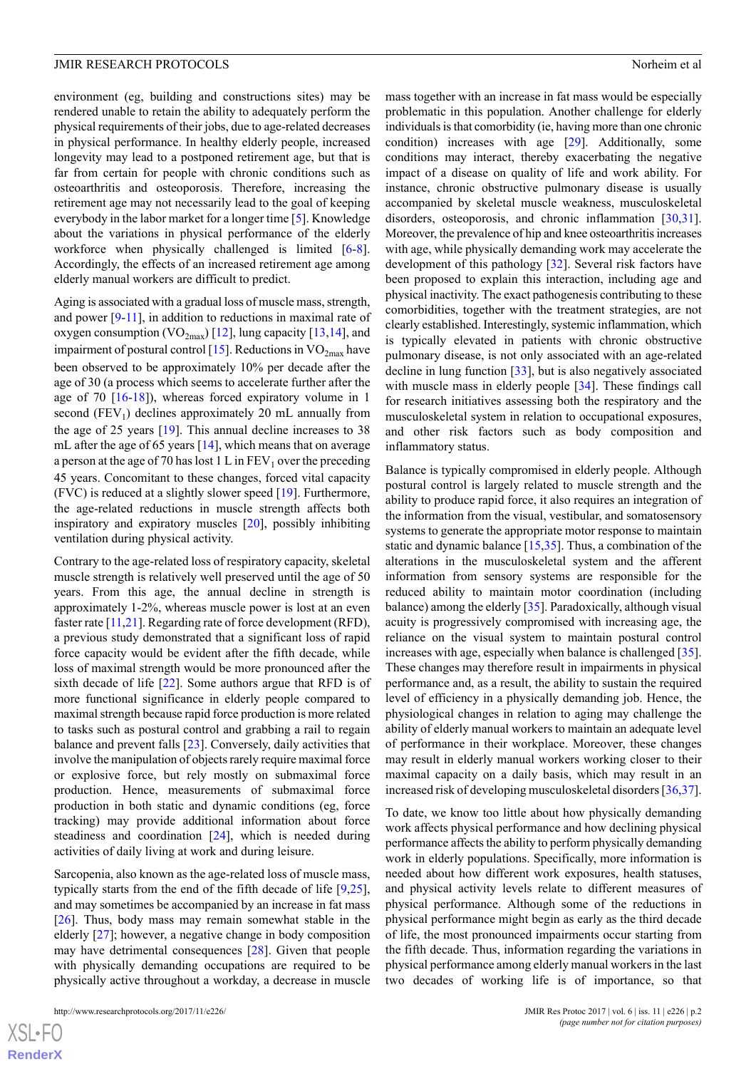environment (eg, building and constructions sites) may be rendered unable to retain the ability to adequately perform the physical requirements of their jobs, due to age-related decreases in physical performance. In healthy elderly people, increased longevity may lead to a postponed retirement age, but that is far from certain for people with chronic conditions such as osteoarthritis and osteoporosis. Therefore, increasing the retirement age may not necessarily lead to the goal of keeping everybody in the labor market for a longer time [5]. Knowledge about the variations in physical performance of the elderly workforce when physically challenged is limited [6-8]. Accordingly, the effects of an increased retirement age among elderly manual workers are difficult to predict.

Aging is associated with a gradual loss of muscle mass, strength, and power [9-11], in addition to reductions in maximal rate of oxygen consumption ($VO_{2max}$) [12], lung capacity [13,14], and impairment of postural control [15]. Reductions in $VO_{2max}$ have been observed to be approximately 10% per decade after the age of 30 (a process which seems to accelerate further after the age of 70 [16-18]), whereas forced expiratory volume in 1 second ($FEV_1$) declines approximately 20 mL annually from the age of 25 years [19]. This annual decline increases to 38 mL after the age of 65 years [14], which means that on average a person at the age of 70 has lost 1 L in $FEV_1$ over the preceding 45 years. Concomitant to these changes, forced vital capacity (FVC) is reduced at a slightly slower speed [19]. Furthermore, the age-related reductions in muscle strength affects both inspiratory and expiratory muscles [20], possibly inhibiting ventilation during physical activity.

Contrary to the age-related loss of respiratory capacity, skeletal muscle strength is relatively well preserved until the age of 50 years. From this age, the annual decline in strength is approximately 1-2%, whereas muscle power is lost at an even faster rate [11,21]. Regarding rate of force development (RFD), a previous study demonstrated that a significant loss of rapid force capacity would be evident after the fifth decade, while loss of maximal strength would be more pronounced after the sixth decade of life [22]. Some authors argue that RFD is of more functional significance in elderly people compared to maximal strength because rapid force production is more related to tasks such as postural control and grabbing a rail to regain balance and prevent falls [23]. Conversely, daily activities that involve the manipulation of objects rarely require maximal force or explosive force, but rely mostly on submaximal force production. Hence, measurements of submaximal force production in both static and dynamic conditions (eg, force tracking) may provide additional information about force steadiness and coordination [24], which is needed during activities of daily living at work and during leisure.

Sarcopenia, also known as the age-related loss of muscle mass, typically starts from the end of the fifth decade of life [9,25], and may sometimes be accompanied by an increase in fat mass [26]. Thus, body mass may remain somewhat stable in the elderly [27]; however, a negative change in body composition may have detrimental consequences [28]. Given that people with physically demanding occupations are required to be physically active throughout a workday, a decrease in muscle mass together with an increase in fat mass would be especially problematic in this population. Another challenge for elderly individuals is that comorbidity (ie, having more than one chronic condition) increases with age [29]. Additionally, some conditions may interact, thereby exacerbating the negative impact of a disease on quality of life and work ability. For instance, chronic obstructive pulmonary disease is usually accompanied by skeletal muscle weakness, musculoskeletal disorders, osteoporosis, and chronic inflammation [30,31]. Moreover, the prevalence of hip and knee osteoarthritis increases with age, while physically demanding work may accelerate the development of this pathology [32]. Several risk factors have been proposed to explain this interaction, including age and physical inactivity. The exact pathogenesis contributing to these comorbidities, together with the treatment strategies, are not clearly established. Interestingly, systemic inflammation, which is typically elevated in patients with chronic obstructive pulmonary disease, is not only associated with an age-related decline in lung function [33], but is also negatively associated with muscle mass in elderly people [34]. These findings call for research initiatives assessing both the respiratory and the musculoskeletal system in relation to occupational exposures, and other risk factors such as body composition and inflammatory status.

Balance is typically compromised in elderly people. Although postural control is largely related to muscle strength and the ability to produce rapid force, it also requires an integration of the information from the visual, vestibular, and somatosensory systems to generate the appropriate motor response to maintain static and dynamic balance [15,35]. Thus, a combination of the alterations in the musculoskeletal system and the afferent information from sensory systems are responsible for the reduced ability to maintain motor coordination (including balance) among the elderly [35]. Paradoxically, although visual acuity is progressively compromised with increasing age, the reliance on the visual system to maintain postural control increases with age, especially when balance is challenged [35]. These changes may therefore result in impairments in physical performance and, as a result, the ability to sustain the required level of efficiency in a physically demanding job. Hence, the physiological changes in relation to aging may challenge the ability of elderly manual workers to maintain an adequate level of performance in their workplace. Moreover, these changes may result in elderly manual workers working closer to their maximal capacity on a daily basis, which may result in an increased risk of developing musculoskeletal disorders [36,37].

To date, we know too little about how physically demanding work affects physical performance and how declining physical performance affects the ability to perform physically demanding work in elderly populations. Specifically, more information is needed about how different work exposures, health statuses, and physical activity levels relate to different measures of physical performance. Although some of the reductions in physical performance might begin as early as the third decade of life, the most pronounced impairments occur starting from the fifth decade. Thus, information regarding the variations in physical performance among elderly manual workers in the last two decades of working life is of importance, so that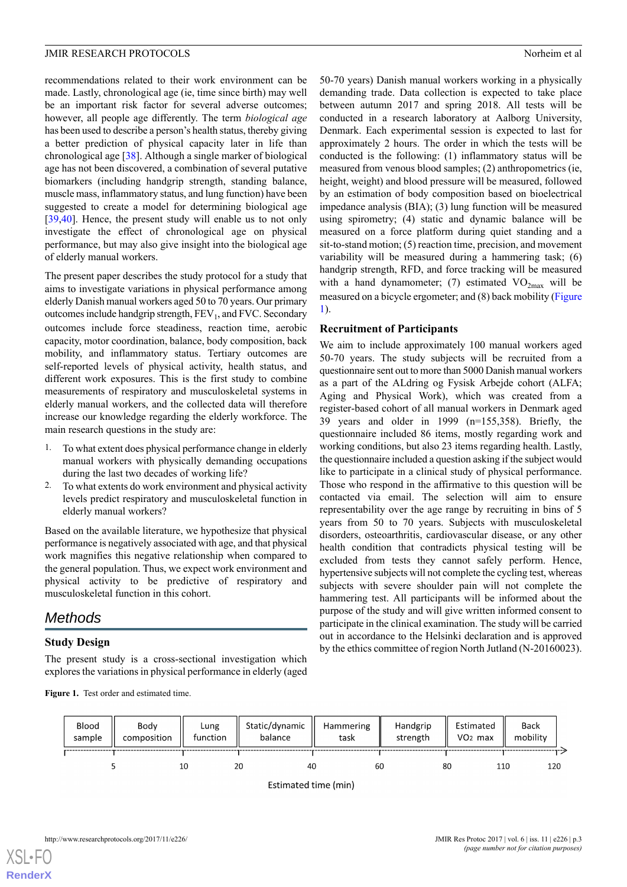recommendations related to their work environment can be made. Lastly, chronological age (ie, time since birth) may well be an important risk factor for several adverse outcomes; however, all people age differently. The term *biological age* has been used to describe a person's health status, thereby giving a better prediction of physical capacity later in life than chronological age [38]. Although a single marker of biological age has not been discovered, a combination of several putative biomarkers (including handgrip strength, standing balance, muscle mass, inflammatory status, and lung function) have been suggested to create a model for determining biological age [39,40]. Hence, the present study will enable us to not only investigate the effect of chronological age on physical performance, but may also give insight into the biological age of elderly manual workers.

The present paper describes the study protocol for a study that aims to investigate variations in physical performance among elderly Danish manual workers aged 50 to 70 years. Our primary outcomes include handgrip strength, $FEV_1$, and FVC. Secondary outcomes include force steadiness, reaction time, aerobic capacity, motor coordination, balance, body composition, back mobility, and inflammatory status. Tertiary outcomes are self-reported levels of physical activity, health status, and different work exposures. This is the first study to combine measurements of respiratory and musculoskeletal systems in elderly manual workers, and the collected data will therefore increase our knowledge regarding the elderly workforce. The main research questions in the study are:

1. To what extent does physical performance change in elderly manual workers with physically demanding occupations during the last two decades of working life?
2. To what extents do work environment and physical activity levels predict respiratory and musculoskeletal function in elderly manual workers?

Based on the available literature, we hypothesize that physical performance is negatively associated with age, and that physical work magnifies this negative relationship when compared to the general population. Thus, we expect work environment and physical activity to be predictive of respiratory and musculoskeletal function in this cohort.

## Methods

### Study Design

The present study is a cross-sectional investigation which explores the variations in physical performance in elderly (aged 50-70 years) Danish manual workers working in a physically demanding trade. Data collection is expected to take place between autumn 2017 and spring 2018. All tests will be conducted in a research laboratory at Aalborg University, Denmark. Each experimental session is expected to last for approximately 2 hours. The order in which the tests will be conducted is the following: (1) inflammatory status will be measured from venous blood samples; (2) anthropometrics (ie, height, weight) and blood pressure will be measured, followed by an estimation of body composition based on bioelectrical impedance analysis (BIA); (3) lung function will be measured using spirometry; (4) static and dynamic balance will be measured on a force platform during quiet standing and a sit-to-stand motion; (5) reaction time, precision, and movement variability will be measured during a hammering task; (6) handgrip strength, RFD, and force tracking will be measured with a hand dynamometer; (7) estimated $VO_{2max}$ will be measured on a bicycle ergometer; and (8) back mobility (Figure 1).

### Recruitment of Participants

We aim to include approximately 100 manual workers aged 50-70 years. The study subjects will be recruited from a questionnaire sent out to more than 5000 Danish manual workers as a part of the ALdring og Fysisk Arbejde cohort (ALFA; Aging and Physical Work), which was created from a register-based cohort of all manual workers in Denmark aged 39 years and older in 1999 (n=155,358). Briefly, the questionnaire included 86 items, mostly regarding work and working conditions, but also 23 items regarding health. Lastly, the questionnaire included a question asking if the subject would like to participate in a clinical study of physical performance. Those who respond in the affirmative to this question will be contacted via email. The selection will aim to ensure representability over the age range by recruiting in bins of 5 years from 50 to 70 years. Subjects with musculoskeletal disorders, osteoarthritis, cardiovascular disease, or any other health condition that contradicts physical testing will be excluded from tests they cannot safely perform. Hence, hypertensive subjects will not complete the cycling test, whereas subjects with severe shoulder pain will not complete the hammering test. All participants will be informed about the purpose of the study and will give written informed consent to participate in the clinical examination. The study will be carried out in accordance to the Helsinki declaration and is approved by the ethics committee of region North Jutland (N-20160023).

**Figure 1.** Test order and estimated time.

| Blood sample | Body composition | Lung function | Static/dynamic balance | Hammering task | Handgrip strength | Estimated VO2 max | Back mobility |
|---|---|---|---|---|---|---|---|
| 5 | 10 | 20 | 40 | 60 | 80 | 110 | 120 |

Estimated time (min)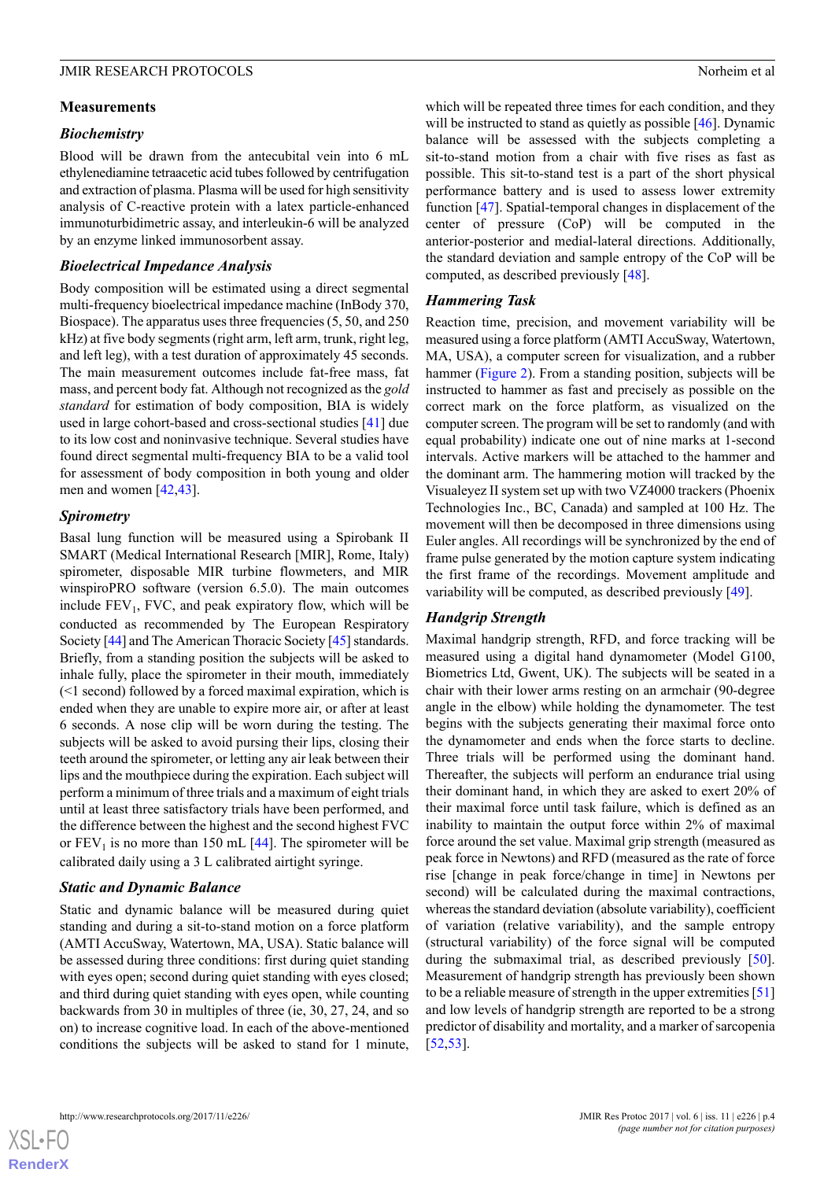## Measurements

### Biochemistry

Blood will be drawn from the antecubital vein into 6 mL ethylenediamine tetraacetic acid tubes followed by centrifugation and extraction of plasma. Plasma will be used for high sensitivity analysis of C-reactive protein with a latex particle-enhanced immunoturbidimetric assay, and interleukin-6 will be analyzed by an enzyme linked immunosorbent assay.

### Bioelectrical Impedance Analysis

Body composition will be estimated using a direct segmental multi-frequency bioelectrical impedance machine (InBody 370, Biospace). The apparatus uses three frequencies (5, 50, and 250 kHz) at five body segments (right arm, left arm, trunk, right leg, and left leg), with a test duration of approximately 45 seconds. The main measurement outcomes include fat-free mass, fat mass, and percent body fat. Although not recognized as the *gold standard* for estimation of body composition, BIA is widely used in large cohort-based and cross-sectional studies [41] due to its low cost and noninvasive technique. Several studies have found direct segmental multi-frequency BIA to be a valid tool for assessment of body composition in both young and older men and women [42,43].

### Spirometry

Basal lung function will be measured using a Spirobank II SMART (Medical International Research [MIR], Rome, Italy) spirometer, disposable MIR turbine flowmeters, and MIR winspiroPRO software (version 6.5.0). The main outcomes include $FEV_1$, FVC, and peak expiratory flow, which will be conducted as recommended by The European Respiratory Society [44] and The American Thoracic Society [45] standards. Briefly, from a standing position the subjects will be asked to inhale fully, place the spirometer in their mouth, immediately (<1 second) followed by a forced maximal expiration, which is ended when they are unable to expire more air, or after at least 6 seconds. A nose clip will be worn during the testing. The subjects will be asked to avoid pursing their lips, closing their teeth around the spirometer, or letting any air leak between their lips and the mouthpiece during the expiration. Each subject will perform a minimum of three trials and a maximum of eight trials until at least three satisfactory trials have been performed, and the difference between the highest and the second highest FVC or $FEV_1$ is no more than 150 mL [44]. The spirometer will be calibrated daily using a 3 L calibrated airtight syringe.

### Static and Dynamic Balance

Static and dynamic balance will be measured during quiet standing and during a sit-to-stand motion on a force platform (AMTI AccuSway, Watertown, MA, USA). Static balance will be assessed during three conditions: first during quiet standing with eyes open; second during quiet standing with eyes closed; and third during quiet standing with eyes open, while counting backwards from 30 in multiples of three (ie, 30, 27, 24, and so on) to increase cognitive load. In each of the above-mentioned conditions the subjects will be asked to stand for 1 minute, which will be repeated three times for each condition, and they will be instructed to stand as quietly as possible [46]. Dynamic balance will be assessed with the subjects completing a sit-to-stand motion from a chair with five rises as fast as possible. This sit-to-stand test is a part of the short physical performance battery and is used to assess lower extremity function [47]. Spatial-temporal changes in displacement of the center of pressure (CoP) will be computed in the anterior-posterior and medial-lateral directions. Additionally, the standard deviation and sample entropy of the CoP will be computed, as described previously [48].

### Hammering Task

Reaction time, precision, and movement variability will be measured using a force platform (AMTI AccuSway, Watertown, MA, USA), a computer screen for visualization, and a rubber hammer (Figure 2). From a standing position, subjects will be instructed to hammer as fast and precisely as possible on the correct mark on the force platform, as visualized on the computer screen. The program will be set to randomly (and with equal probability) indicate one out of nine marks at 1-second intervals. Active markers will be attached to the hammer and the dominant arm. The hammering motion will tracked by the Visualeyez II system set up with two VZ4000 trackers (Phoenix Technologies Inc., BC, Canada) and sampled at 100 Hz. The movement will then be decomposed in three dimensions using Euler angles. All recordings will be synchronized by the end of frame pulse generated by the motion capture system indicating the first frame of the recordings. Movement amplitude and variability will be computed, as described previously [49].

### Handgrip Strength

Maximal handgrip strength, RFD, and force tracking will be measured using a digital hand dynamometer (Model G100, Biometrics Ltd, Gwent, UK). The subjects will be seated in a chair with their lower arms resting on an armchair (90-degree angle in the elbow) while holding the dynamometer. The test begins with the subjects generating their maximal force onto the dynamometer and ends when the force starts to decline. Three trials will be performed using the dominant hand. Thereafter, the subjects will perform an endurance trial using their dominant hand, in which they are asked to exert 20% of their maximal force until task failure, which is defined as an inability to maintain the output force within 2% of maximal force around the set value. Maximal grip strength (measured as peak force in Newtons) and RFD (measured as the rate of force rise [change in peak force/change in time] in Newtons per second) will be calculated during the maximal contractions, whereas the standard deviation (absolute variability), coefficient of variation (relative variability), and the sample entropy (structural variability) of the force signal will be computed during the submaximal trial, as described previously [50]. Measurement of handgrip strength has previously been shown to be a reliable measure of strength in the upper extremities [51] and low levels of handgrip strength are reported to be a strong predictor of disability and mortality, and a marker of sarcopenia [52,53].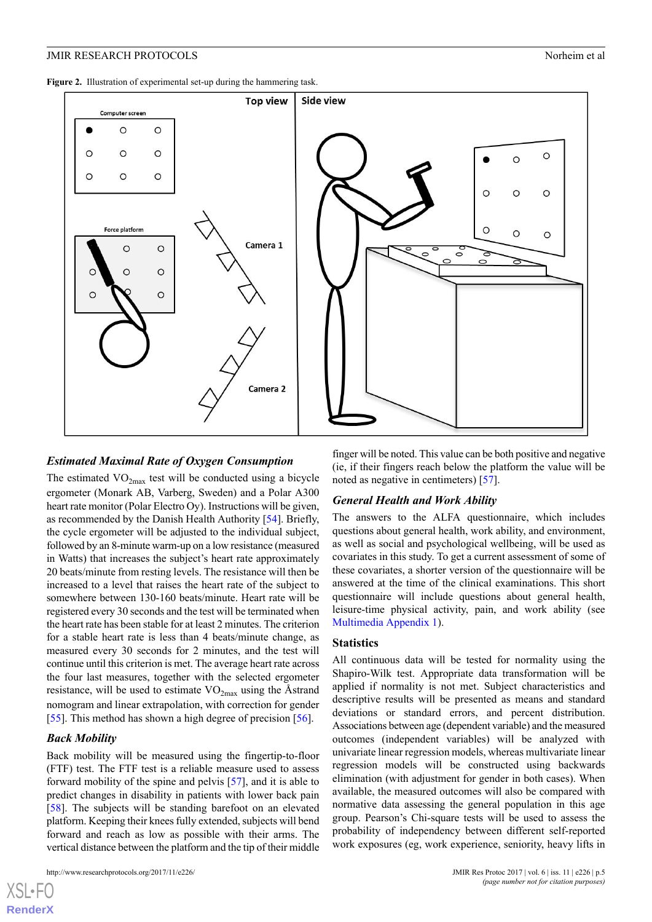**Figure 2.** Illustration of experimental set-up during the hammering task.

### Estimated Maximal Rate of Oxygen Consumption

The estimated $VO_{2max}$ test will be conducted using a bicycle ergometer (Monark AB, Varberg, Sweden) and a Polar A300 heart rate monitor (Polar Electro Oy). Instructions will be given, as recommended by the Danish Health Authority [54]. Briefly, the cycle ergometer will be adjusted to the individual subject, followed by an 8-minute warm-up on a low resistance (measured in Watts) that increases the subject's heart rate approximately 20 beats/minute from resting levels. The resistance will then be increased to a level that raises the heart rate of the subject to somewhere between 130-160 beats/minute. Heart rate will be registered every 30 seconds and the test will be terminated when the heart rate has been stable for at least 2 minutes. The criterion for a stable heart rate is less than 4 beats/minute change, as measured every 30 seconds for 2 minutes, and the test will continue until this criterion is met. The average heart rate across the four last measures, together with the selected ergometer resistance, will be used to estimate $VO_{2max}$ using the Åstrand nomogram and linear extrapolation, with correction for gender [55]. This method has shown a high degree of precision [56].

### Back Mobility

Back mobility will be measured using the fingertip-to-floor (FTF) test. The FTF test is a reliable measure used to assess forward mobility of the spine and pelvis [57], and it is able to predict changes in disability in patients with lower back pain [58]. The subjects will be standing barefoot on an elevated platform. Keeping their knees fully extended, subjects will bend forward and reach as low as possible with their arms. The vertical distance between the platform and the tip of their middle finger will be noted. This value can be both positive and negative (ie, if their fingers reach below the platform the value will be noted as negative in centimeters) [57].

### General Health and Work Ability

The answers to the ALFA questionnaire, which includes questions about general health, work ability, and environment, as well as social and psychological wellbeing, will be used as covariates in this study. To get a current assessment of some of these covariates, a shorter version of the questionnaire will be answered at the time of the clinical examinations. This short questionnaire will include questions about general health, leisure-time physical activity, pain, and work ability (see Multimedia Appendix 1).

## Statistics

All continuous data will be tested for normality using the Shapiro-Wilk test. Appropriate data transformation will be applied if normality is not met. Subject characteristics and descriptive results will be presented as means and standard deviations or standard errors, and percent distribution. Associations between age (dependent variable) and the measured outcomes (independent variables) will be analyzed with univariate linear regression models, whereas multivariate linear regression models will be constructed using backwards elimination (with adjustment for gender in both cases). When available, the measured outcomes will also be compared with normative data assessing the general population in this age group. Pearson's Chi-square tests will be used to assess the probability of independency between different self-reported work exposures (eg, work experience, seniority, heavy lifts in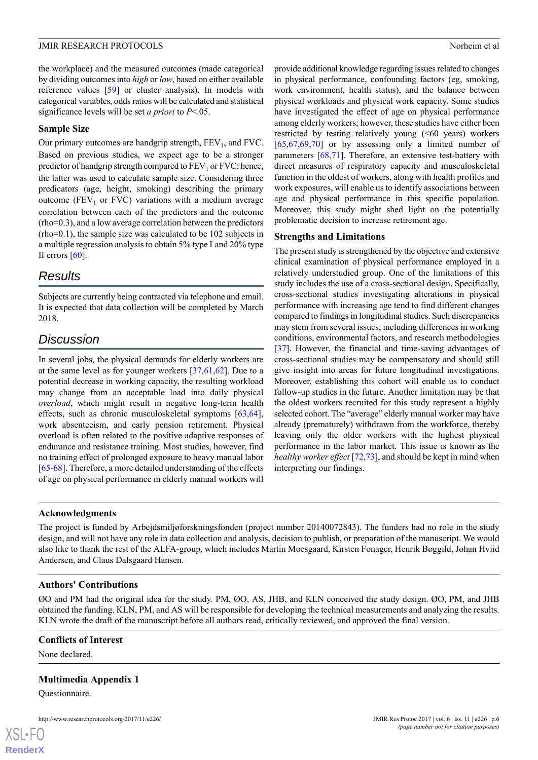the workplace) and the measured outcomes (made categorical by dividing outcomes into *high* or *low*, based on either available reference values [59] or cluster analysis). In models with categorical variables, odds ratios will be calculated and statistical significance levels will be set *a priori* to $P<.05$.

### Sample Size

Our primary outcomes are handgrip strength, $FEV_1$, and FVC. Based on previous studies, we expect age to be a stronger predictor of handgrip strength compared to $FEV_1$ or FVC; hence, the latter was used to calculate sample size. Considering three predictors (age, height, smoking) describing the primary outcome ($FEV_1$ or FVC) variations with a medium average correlation between each of the predictors and the outcome (rho=0.3), and a low average correlation between the predictors (rho=0.1), the sample size was calculated to be 102 subjects in a multiple regression analysis to obtain 5% type I and 20% type II errors [60].

## Results

Subjects are currently being contracted via telephone and email. It is expected that data collection will be completed by March 2018.

## Discussion

In several jobs, the physical demands for elderly workers are at the same level as for younger workers [37,61,62]. Due to a potential decrease in working capacity, the resulting workload may change from an acceptable load into daily physical *overload*, which might result in negative long-term health effects, such as chronic musculoskeletal symptoms [63,64], work absenteeism, and early pension retirement. Physical overload is often related to the positive adaptive responses of endurance and resistance training. Most studies, however, find no training effect of prolonged exposure to heavy manual labor [65-68]. Therefore, a more detailed understanding of the effects of age on physical performance in elderly manual workers will provide additional knowledge regarding issues related to changes in physical performance, confounding factors (eg, smoking, work environment, health status), and the balance between physical workloads and physical work capacity. Some studies have investigated the effect of age on physical performance among elderly workers; however, these studies have either been restricted by testing relatively young (<60 years) workers [65,67,69,70] or by assessing only a limited number of parameters [68,71]. Therefore, an extensive test-battery with direct measures of respiratory capacity and musculoskeletal function in the oldest of workers, along with health profiles and work exposures, will enable us to identify associations between age and physical performance in this specific population. Moreover, this study might shed light on the potentially problematic decision to increase retirement age.

### Strengths and Limitations

The present study is strengthened by the objective and extensive clinical examination of physical performance employed in a relatively understudied group. One of the limitations of this study includes the use of a cross-sectional design. Specifically, cross-sectional studies investigating alterations in physical performance with increasing age tend to find different changes compared to findings in longitudinal studies. Such discrepancies may stem from several issues, including differences in working conditions, environmental factors, and research methodologies [37]. However, the financial and time-saving advantages of cross-sectional studies may be compensatory and should still give insight into areas for future longitudinal investigations. Moreover, establishing this cohort will enable us to conduct follow-up studies in the future. Another limitation may be that the oldest workers recruited for this study represent a highly selected cohort. The "average" elderly manual worker may have already (prematurely) withdrawn from the workforce, thereby leaving only the older workers with the highest physical performance in the labor market. This issue is known as the *healthy worker effect* [72,73], and should be kept in mind when interpreting our findings.

### Acknowledgments

The project is funded by Arbejdsmiljøforskningsfonden (project number 20140072843). The funders had no role in the study design, and will not have any role in data collection and analysis, decision to publish, or preparation of the manuscript. We would also like to thank the rest of the ALFA-group, which includes Martin Moesgaard, Kirsten Fonager, Henrik Bøggild, Johan Hviid Andersen, and Claus Dalsgaard Hansen.

### Authors' Contributions

ØO and PM had the original idea for the study. PM, ØO, AS, JHB, and KLN conceived the study design. ØO, PM, and JHB obtained the funding. KLN, PM, and AS will be responsible for developing the technical measurements and analyzing the results. KLN wrote the draft of the manuscript before all authors read, critically reviewed, and approved the final version.

### Conflicts of Interest

None declared.

### Multimedia Appendix 1

Questionnaire.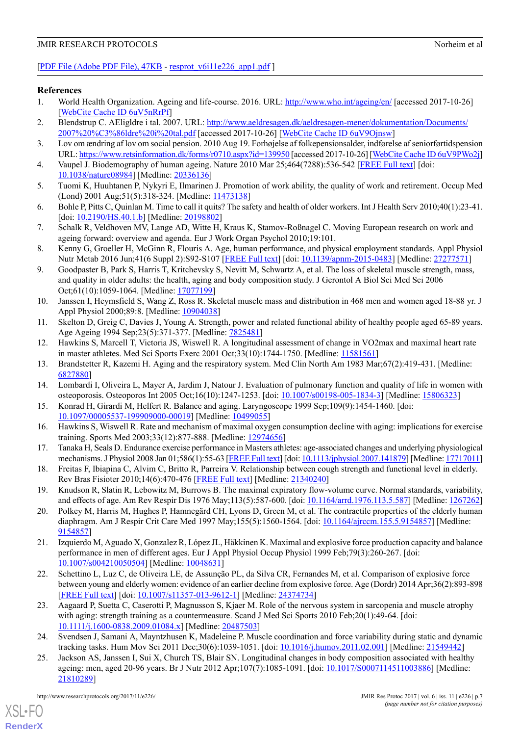[PDF File (Adobe PDF File), 47KB - resprot_v6i11e226_app1.pdf ]

## References

1. World Health Organization. Ageing and life-course. 2016. URL: http://www.who.int/ageing/en/ [accessed 2017-10-26] [WebCite Cache ID 6uV5nRrPf]
2. Blendstrup C. AEligldre i tal. 2007. URL: http://www.aeldresagen.dk/aeldresagen-mener/dokumentation/Documents/2007%20%C3%86ldre%20i%20tal.pdf [accessed 2017-10-26] [WebCite Cache ID 6uV9Ojnsw]
3. Lov om ændring af lov om social pension. 2010 Aug 19. Forhøjelse af folkepensionsalder, indførelse af seniorførtidspension URL: https://www.retsinformation.dk/forms/r0710.aspx?id=139950 [accessed 2017-10-26] [WebCite Cache ID 6uV9PWo2j]
4. Vaupel J. Biodemography of human ageing. Nature 2010 Mar 25;464(7288):536-542 [FREE Full text] [doi: 10.1038/nature08984] [Medline: 20336136]
5. Tuomi K, Huuhtanen P, Nykyri E, Ilmarinen J. Promotion of work ability, the quality of work and retirement. Occup Med (Lond) 2001 Aug;51(5):318-324. [Medline: 11473138]
6. Bohle P, Pitts C, Quinlan M. Time to call it quits? The safety and health of older workers. Int J Health Serv 2010;40(1):23-41. [doi: 10.2190/HS.40.1.b] [Medline: 20198802]
7. Schalk R, Veldhoven MV, Lange AD, Witte H, Kraus K, Stamov-Roßnagel C. Moving European research on work and ageing forward: overview and agenda. Eur J Work Organ Psychol 2010;19:101.
8. Kenny G, Groeller H, McGinn R, Flouris A. Age, human performance, and physical employment standards. Appl Physiol Nutr Metab 2016 Jun;41(6 Suppl 2):S92-S107 [FREE Full text] [doi: 10.1139/apnm-2015-0483] [Medline: 27277571]
9. Goodpaster B, Park S, Harris T, Kritchevsky S, Nevitt M, Schwartz A, et al. The loss of skeletal muscle strength, mass, and quality in older adults: the health, aging and body composition study. J Gerontol A Biol Sci Med Sci 2006 Oct;61(10):1059-1064. [Medline: 17077199]
10. Janssen I, Heymsfield S, Wang Z, Ross R. Skeletal muscle mass and distribution in 468 men and women aged 18-88 yr. J Appl Physiol 2000;89:8. [Medline: 10904038]
11. Skelton D, Greig C, Davies J, Young A. Strength, power and related functional ability of healthy people aged 65-89 years. Age Ageing 1994 Sep;23(5):371-377. [Medline: 7825481]
12. Hawkins S, Marcell T, Victoria JS, Wiswell R. A longitudinal assessment of change in VO2max and maximal heart rate in master athletes. Med Sci Sports Exerc 2001 Oct;33(10):1744-1750. [Medline: 11581561]
13. Brandstetter R, Kazemi H. Aging and the respiratory system. Med Clin North Am 1983 Mar;67(2):419-431. [Medline: 6827880]
14. Lombardi I, Oliveira L, Mayer A, Jardim J, Natour J. Evaluation of pulmonary function and quality of life in women with osteoporosis. Osteoporos Int 2005 Oct;16(10):1247-1253. [doi: 10.1007/s00198-005-1834-3] [Medline: 15806323]
15. Konrad H, Girardi M, Helfert R. Balance and aging. Laryngoscope 1999 Sep;109(9):1454-1460. [doi: 10.1097/00005537-199909000-00019] [Medline: 10499055]
16. Hawkins S, Wiswell R. Rate and mechanism of maximal oxygen consumption decline with aging: implications for exercise training. Sports Med 2003;33(12):877-888. [Medline: 12974656]
17. Tanaka H, Seals D. Endurance exercise performance in Masters athletes: age-associated changes and underlying physiological mechanisms. J Physiol 2008 Jan 01;586(1):55-63 [FREE Full text] [doi: 10.1113/jphysiol.2007.141879] [Medline: 17717011]
18. Freitas F, Ibiapina C, Alvim C, Britto R, Parreira V. Relationship between cough strength and functional level in elderly. Rev Bras Fisioter 2010;14(6):470-476 [FREE Full text] [Medline: 21340240]
19. Knudson R, Slatin R, Lebowitz M, Burrows B. The maximal expiratory flow-volume curve. Normal standards, variability, and effects of age. Am Rev Respir Dis 1976 May;113(5):587-600. [doi: 10.1164/arrd.1976.113.5.587] [Medline: 1267262]
20. Polkey M, Harris M, Hughes P, Hamnegärd CH, Lyons D, Green M, et al. The contractile properties of the elderly human diaphragm. Am J Respir Crit Care Med 1997 May;155(5):1560-1564. [doi: 10.1164/ajrccm.155.5.9154857] [Medline: 9154857]
21. Izquierdo M, Aguado X, Gonzalez R, López JL, Häkkinen K. Maximal and explosive force production capacity and balance performance in men of different ages. Eur J Appl Physiol Occup Physiol 1999 Feb;79(3):260-267. [doi: 10.1007/s004210050504] [Medline: 10048631]
22. Schettino L, Luz C, de Oliveira LE, de Assunção PL, da Silva CR, Fernandes M, et al. Comparison of explosive force between young and elderly women: evidence of an earlier decline from explosive force. Age (Dordr) 2014 Apr;36(2):893-898 [FREE Full text] [doi: 10.1007/s11357-013-9612-1] [Medline: 24374734]
23. Aagaard P, Suetta C, Caserotti P, Magnusson S, Kjaer M. Role of the nervous system in sarcopenia and muscle atrophy with aging: strength training as a countermeasure. Scand J Med Sci Sports 2010 Feb;20(1):49-64. [doi: 10.1111/j.1600-0838.2009.01084.x] [Medline: 20487503]
24. Svendsen J, Samani A, Mayntzhusen K, Madeleine P. Muscle coordination and force variability during static and dynamic tracking tasks. Hum Mov Sci 2011 Dec;30(6):1039-1051. [doi: 10.1016/j.humov.2011.02.001] [Medline: 21549442]
25. Jackson AS, Janssen I, Sui X, Church TS, Blair SN. Longitudinal changes in body composition associated with healthy ageing: men, aged 20-96 years. Br J Nutr 2012 Apr;107(7):1085-1091. [doi: 10.1017/S0007114511003886] [Medline: 21810289]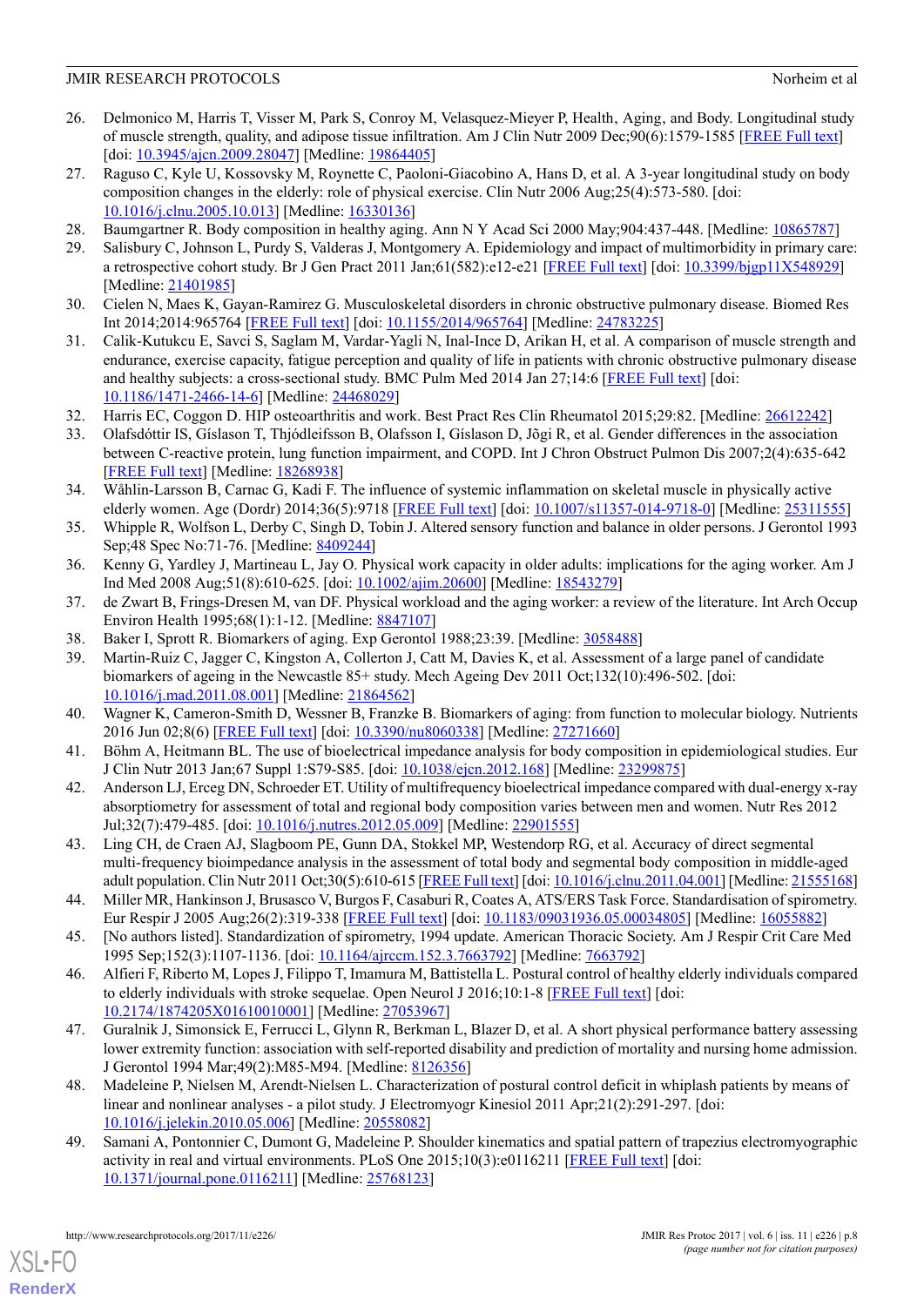26. Delmonico M, Harris T, Visser M, Park S, Conroy M, Velasquez-Mieyer P, Health, Aging, and Body. Longitudinal study of muscle strength, quality, and adipose tissue infiltration. Am J Clin Nutr 2009 Dec;90(6):1579-1585 [FREE Full text] [doi: 10.3945/ajcn.2009.28047] [Medline: 19864405]
27. Raguso C, Kyle U, Kossovsky M, Roynette C, Paoloni-Giacobino A, Hans D, et al. A 3-year longitudinal study on body composition changes in the elderly: role of physical exercise. Clin Nutr 2006 Aug;25(4):573-580. [doi: 10.1016/j.clnu.2005.10.013] [Medline: 16330136]
28. Baumgartner R. Body composition in healthy aging. Ann N Y Acad Sci 2000 May;904:437-448. [Medline: 10865787]
29. Salisbury C, Johnson L, Purdy S, Valderas J, Montgomery A. Epidemiology and impact of multimorbidity in primary care: a retrospective cohort study. Br J Gen Pract 2011 Jan;61(582):e12-e21 [FREE Full text] [doi: 10.3399/bjgp11X548929] [Medline: 21401985]
30. Cielen N, Maes K, Gayan-Ramirez G. Musculoskeletal disorders in chronic obstructive pulmonary disease. Biomed Res Int 2014;2014:965764 [FREE Full text] [doi: 10.1155/2014/965764] [Medline: 24783225]
31. Calik-Kutukcu E, Savci S, Saglam M, Vardar-Yagli N, Inal-Ince D, Arikan H, et al. A comparison of muscle strength and endurance, exercise capacity, fatigue perception and quality of life in patients with chronic obstructive pulmonary disease and healthy subjects: a cross-sectional study. BMC Pulm Med 2014 Jan 27;14:6 [FREE Full text] [doi: 10.1186/1471-2466-14-6] [Medline: 24468029]
32. Harris EC, Coggon D. HIP osteoarthritis and work. Best Pract Res Clin Rheumatol 2015;29:82. [Medline: 26612242]
33. Olafsdóttir IS, Gíslason T, Thjódleifsson B, Olafsson I, Gíslason D, Jõgi R, et al. Gender differences in the association between C-reactive protein, lung function impairment, and COPD. Int J Chron Obstruct Pulmon Dis 2007;2(4):635-642 [FREE Full text] [Medline: 18268938]
34. Wåhlin-Larsson B, Carnac G, Kadi F. The influence of systemic inflammation on skeletal muscle in physically active elderly women. Age (Dordr) 2014;36(5):9718 [FREE Full text] [doi: 10.1007/s11357-014-9718-0] [Medline: 25311555]
35. Whipple R, Wolfson L, Derby C, Singh D, Tobin J. Altered sensory function and balance in older persons. J Gerontol 1993 Sep;48 Spec No:71-76. [Medline: 8409244]
36. Kenny G, Yardley J, Martineau L, Jay O. Physical work capacity in older adults: implications for the aging worker. Am J Ind Med 2008 Aug;51(8):610-625. [doi: 10.1002/ajim.20600] [Medline: 18543279]
37. de Zwart B, Frings-Dresen M, van DF. Physical workload and the aging worker: a review of the literature. Int Arch Occup Environ Health 1995;68(1):1-12. [Medline: 8847107]
38. Baker I, Sprott R. Biomarkers of aging. Exp Gerontol 1988;23:39. [Medline: 3058488]
39. Martin-Ruiz C, Jagger C, Kingston A, Collerton J, Catt M, Davies K, et al. Assessment of a large panel of candidate biomarkers of ageing in the Newcastle 85+ study. Mech Ageing Dev 2011 Oct;132(10):496-502. [doi: 10.1016/j.mad.2011.08.001] [Medline: 21864562]
40. Wagner K, Cameron-Smith D, Wessner B, Franzke B. Biomarkers of aging: from function to molecular biology. Nutrients 2016 Jun 02;8(6) [FREE Full text] [doi: 10.3390/nu8060338] [Medline: 27271660]
41. Böhm A, Heitmann BL. The use of bioelectrical impedance analysis for body composition in epidemiological studies. Eur J Clin Nutr 2013 Jan;67 Suppl 1:S79-S85. [doi: 10.1038/ejcn.2012.168] [Medline: 23299875]
42. Anderson LJ, Erceg DN, Schroeder ET. Utility of multifrequency bioelectrical impedance compared with dual-energy x-ray absorptiometry for assessment of total and regional body composition varies between men and women. Nutr Res 2012 Jul;32(7):479-485. [doi: 10.1016/j.nutres.2012.05.009] [Medline: 22901555]
43. Ling CH, de Craen AJ, Slagboom PE, Gunn DA, Stokkel MP, Westendorp RG, et al. Accuracy of direct segmental multi-frequency bioimpedance analysis in the assessment of total body and segmental body composition in middle-aged adult population. Clin Nutr 2011 Oct;30(5):610-615 [FREE Full text] [doi: 10.1016/j.clnu.2011.04.001] [Medline: 21555168]
44. Miller MR, Hankinson J, Brusasco V, Burgos F, Casaburi R, Coates A, ATS/ERS Task Force. Standardisation of spirometry. Eur Respir J 2005 Aug;26(2):319-338 [FREE Full text] [doi: 10.1183/09031936.05.00034805] [Medline: 16055882]
45. [No authors listed]. Standardization of spirometry, 1994 update. American Thoracic Society. Am J Respir Crit Care Med 1995 Sep;152(3):1107-1136. [doi: 10.1164/ajrccm.152.3.7663792] [Medline: 7663792]
46. Alfieri F, Riberto M, Lopes J, Filippo T, Imamura M, Battistella L. Postural control of healthy elderly individuals compared to elderly individuals with stroke sequelae. Open Neurol J 2016;10:1-8 [FREE Full text] [doi: 10.2174/1874205X01610010001] [Medline: 27053967]
47. Guralnik J, Simonsick E, Ferrucci L, Glynn R, Berkman L, Blazer D, et al. A short physical performance battery assessing lower extremity function: association with self-reported disability and prediction of mortality and nursing home admission. J Gerontol 1994 Mar;49(2):M85-M94. [Medline: 8126356]
48. Madeleine P, Nielsen M, Arendt-Nielsen L. Characterization of postural control deficit in whiplash patients by means of linear and nonlinear analyses - a pilot study. J Electromyogr Kinesiol 2011 Apr;21(2):291-297. [doi: 10.1016/j.jelekin.2010.05.006] [Medline: 20558082]
49. Samani A, Pontonnier C, Dumont G, Madeleine P. Shoulder kinematics and spatial pattern of trapezius electromyographic activity in real and virtual environments. PLoS One 2015;10(3):e0116211 [FREE Full text] [doi: 10.1371/journal.pone.0116211] [Medline: 25768123]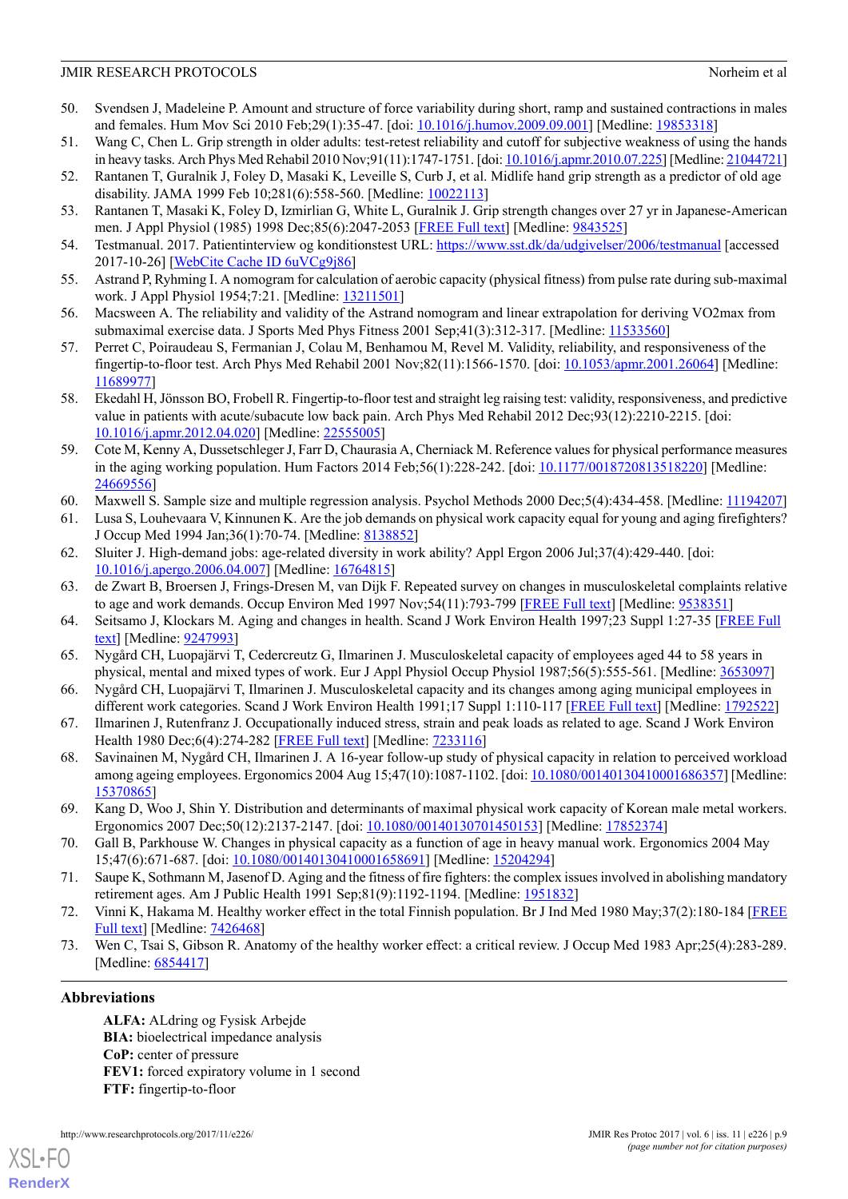50. Svendsen J, Madeleine P. Amount and structure of force variability during short, ramp and sustained contractions in males and females. Hum Mov Sci 2010 Feb;29(1):35-47. [doi: 10.1016/j.humov.2009.09.001] [Medline: 19853318]
51. Wang C, Chen L. Grip strength in older adults: test-retest reliability and cutoff for subjective weakness of using the hands in heavy tasks. Arch Phys Med Rehabil 2010 Nov;91(11):1747-1751. [doi: 10.1016/j.apmr.2010.07.225] [Medline: 21044721]
52. Rantanen T, Guralnik J, Foley D, Masaki K, Leveille S, Curb J, et al. Midlife hand grip strength as a predictor of old age disability. JAMA 1999 Feb 10;281(6):558-560. [Medline: 10022113]
53. Rantanen T, Masaki K, Foley D, Izmirlian G, White L, Guralnik J. Grip strength changes over 27 yr in Japanese-American men. J Appl Physiol (1985) 1998 Dec;85(6):2047-2053 [FREE Full text] [Medline: 9843525]
54. Testmanual. 2017. Patientinterview og konditionstest URL: https://www.sst.dk/da/udgivelser/2006/testmanual [accessed 2017-10-26] [WebCite Cache ID 6uVCg9j86]
55. Astrand P, Ryhming I. A nomogram for calculation of aerobic capacity (physical fitness) from pulse rate during sub-maximal work. J Appl Physiol 1954;7:21. [Medline: 13211501]
56. Macsween A. The reliability and validity of the Astrand nomogram and linear extrapolation for deriving VO2max from submaximal exercise data. J Sports Med Phys Fitness 2001 Sep;41(3):312-317. [Medline: 11533560]
57. Perret C, Poiraudeau S, Fermanian J, Colau M, Benhamou M, Revel M. Validity, reliability, and responsiveness of the fingertip-to-floor test. Arch Phys Med Rehabil 2001 Nov;82(11):1566-1570. [doi: 10.1053/apmr.2001.26064] [Medline: 11689977]
58. Ekedahl H, Jönsson BO, Frobell R. Fingertip-to-floor test and straight leg raising test: validity, responsiveness, and predictive value in patients with acute/subacute low back pain. Arch Phys Med Rehabil 2012 Dec;93(12):2210-2215. [doi: 10.1016/j.apmr.2012.04.020] [Medline: 22555005]
59. Cote M, Kenny A, Dussetschleger J, Farr D, Chaurasia A, Cherniack M. Reference values for physical performance measures in the aging working population. Hum Factors 2014 Feb;56(1):228-242. [doi: 10.1177/0018720813518220] [Medline: 24669556]
60. Maxwell S. Sample size and multiple regression analysis. Psychol Methods 2000 Dec;5(4):434-458. [Medline: 11194207]
61. Lusa S, Louhevaara V, Kinnunen K. Are the job demands on physical work capacity equal for young and aging firefighters? J Occup Med 1994 Jan;36(1):70-74. [Medline: 8138852]
62. Sluiter J. High-demand jobs: age-related diversity in work ability? Appl Ergon 2006 Jul;37(4):429-440. [doi: 10.1016/j.apergo.2006.04.007] [Medline: 16764815]
63. de Zwart B, Broersen J, Frings-Dresen M, van Dijk F. Repeated survey on changes in musculoskeletal complaints relative to age and work demands. Occup Environ Med 1997 Nov;54(11):793-799 [FREE Full text] [Medline: 9538351]
64. Seitsamo J, Klockars M. Aging and changes in health. Scand J Work Environ Health 1997;23 Suppl 1:27-35 [FREE Full text] [Medline: 9247993]
65. Nygård CH, Luopajärvi T, Cedercreutz G, Ilmarinen J. Musculoskeletal capacity of employees aged 44 to 58 years in physical, mental and mixed types of work. Eur J Appl Physiol Occup Physiol 1987;56(5):555-561. [Medline: 3653097]
66. Nygård CH, Luopajärvi T, Ilmarinen J. Musculoskeletal capacity and its changes among aging municipal employees in different work categories. Scand J Work Environ Health 1991;17 Suppl 1:110-117 [FREE Full text] [Medline: 1792522]
67. Ilmarinen J, Rutenfranz J. Occupationally induced stress, strain and peak loads as related to age. Scand J Work Environ Health 1980 Dec;6(4):274-282 [FREE Full text] [Medline: 7233116]
68. Savinainen M, Nygård CH, Ilmarinen J. A 16-year follow-up study of physical capacity in relation to perceived workload among ageing employees. Ergonomics 2004 Aug 15;47(10):1087-1102. [doi: 10.1080/00140130410001686357] [Medline: 15370865]
69. Kang D, Woo J, Shin Y. Distribution and determinants of maximal physical work capacity of Korean male metal workers. Ergonomics 2007 Dec;50(12):2137-2147. [doi: 10.1080/00140130701450153] [Medline: 17852374]
70. Gall B, Parkhouse W. Changes in physical capacity as a function of age in heavy manual work. Ergonomics 2004 May 15;47(6):671-687. [doi: 10.1080/00140130410001658691] [Medline: 15204294]
71. Saupe K, Sothmann M, Jasenof D. Aging and the fitness of fire fighters: the complex issues involved in abolishing mandatory retirement ages. Am J Public Health 1991 Sep;81(9):1192-1194. [Medline: 1951832]
72. Vinni K, Hakama M. Healthy worker effect in the total Finnish population. Br J Ind Med 1980 May;37(2):180-184 [FREE Full text] [Medline: 7426468]
73. Wen C, Tsai S, Gibson R. Anatomy of the healthy worker effect: a critical review. J Occup Med 1983 Apr;25(4):283-289. [Medline: 6854417]

## Abbreviations

**ALFA:** ALdring og Fysisk Arbejde
**BIA:** bioelectrical impedance analysis
**CoP:** center of pressure
**FEV1:** forced expiratory volume in 1 second
**FTF:** fingertip-to-floor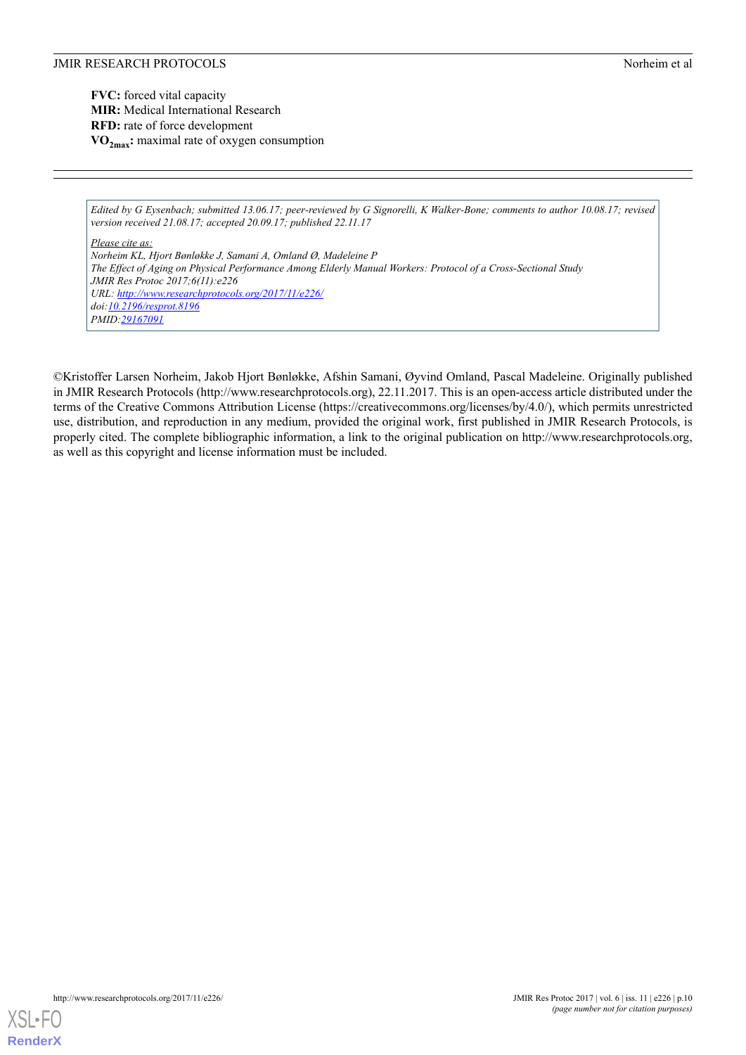**FVC:** forced vital capacity
**MIR:** Medical International Research
**RFD:** rate of force development
**$VO_{2max}$:** maximal rate of oxygen consumption

---

*Edited by G Eysenbach; submitted 13.06.17; peer-reviewed by G Signorelli, K Walker-Bone; comments to author 10.08.17; revised version received 21.08.17; accepted 20.09.17; published 22.11.17*

*Please cite as:*
*Norheim KL, Hjort Bønløkke J, Samani A, Omland Ø, Madeleine P*
*The Effect of Aging on Physical Performance Among Elderly Manual Workers: Protocol of a Cross-Sectional Study*
*JMIR Res Protoc 2017;6(11):e226*
*URL: http://www.researchprotocols.org/2017/11/e226/*
*doi:10.2196/resprot.8196*
*PMID:29167091*

©Kristoffer Larsen Norheim, Jakob Hjort Bønløkke, Afshin Samani, Øyvind Omland, Pascal Madeleine. Originally published in JMIR Research Protocols (http://www.researchprotocols.org), 22.11.2017. This is an open-access article distributed under the terms of the Creative Commons Attribution License (https://creativecommons.org/licenses/by/4.0/), which permits unrestricted use, distribution, and reproduction in any medium, provided the original work, first published in JMIR Research Protocols, is properly cited. The complete bibliographic information, a link to the original publication on http://www.researchprotocols.org, as well as this copyright and license information must be included.